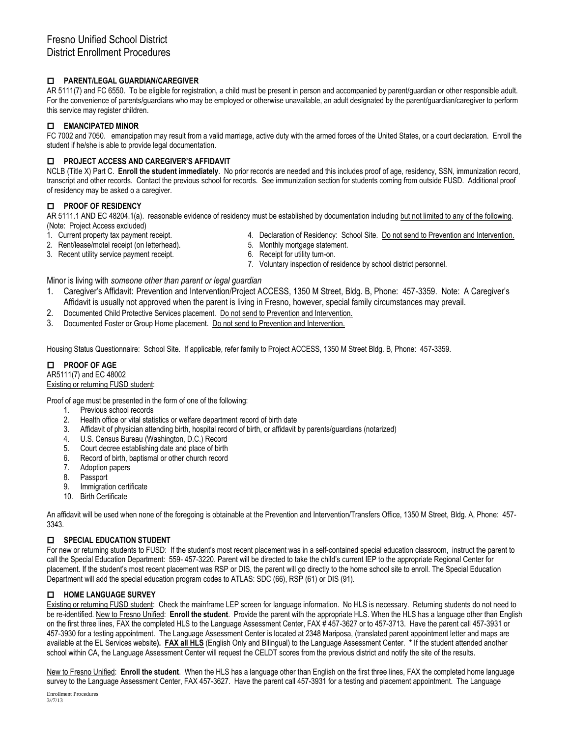# Fresno Unified School District
District Enrollment Procedures

## ☐ PARENT/LEGAL GUARDIAN/CAREGIVER

AR 5111(7) and FC 6550. To be eligible for registration, a child must be present in person and accompanied by parent/guardian or other responsible adult. For the convenience of parents/guardians who may be employed or otherwise unavailable, an adult designated by the parent/guardian/caregiver to perform this service may register children.

## ☐ EMANCIPATED MINOR

FC 7002 and 7050. emancipation may result from a valid marriage, active duty with the armed forces of the United States, or a court declaration. Enroll the student if he/she is able to provide legal documentation.

## ☐ PROJECT ACCESS AND CAREGIVER'S AFFIDAVIT

NCLB (Title X) Part C. **Enroll the student immediately**. No prior records are needed and this includes proof of age, residency, SSN, immunization record, transcript and other records. Contact the previous school for records. See immunization section for students coming from outside FUSD. Additional proof of residency may be asked o a caregiver.

## ☐ PROOF OF RESIDENCY

AR 5111.1 AND EC 48204.1(a). reasonable evidence of residency must be established by documentation including <u>but not limited to any of the following</u>. (Note: Project Access excluded)

1. Current property tax payment receipt.
2. Rent/lease/motel receipt (on letterhead).
3. Recent utility service payment receipt.
4. Declaration of Residency: School Site. <u>Do not send to Prevention and Intervention.</u>
5. Monthly mortgage statement.
6. Receipt for utility turn-on.
7. Voluntary inspection of residence by school district personnel.

Minor is living with *someone other than parent or legal guardian*

1. Caregiver's Affidavit: Prevention and Intervention/Project ACCESS, 1350 M Street, Bldg. B, Phone: 457-3359. Note: A Caregiver's Affidavit is usually not approved when the parent is living in Fresno, however, special family circumstances may prevail.
2. Documented Child Protective Services placement. <u>Do not send to Prevention and Intervention.</u>
3. Documented Foster or Group Home placement. <u>Do not send to Prevention and Intervention.</u>

Housing Status Questionnaire: School Site. If applicable, refer family to Project ACCESS, 1350 M Street Bldg. B, Phone: 457-3359.

## ☐ PROOF OF AGE

AR5111(7) and EC 48002
<u>Existing or returning FUSD student</u>:

Proof of age must be presented in the form of one of the following:

1. Previous school records
2. Health office or vital statistics or welfare department record of birth date
3. Affidavit of physician attending birth, hospital record of birth, or affidavit by parents/guardians (notarized)
4. U.S. Census Bureau (Washington, D.C.) Record
5. Court decree establishing date and place of birth
6. Record of birth, baptismal or other church record
7. Adoption papers
8. Passport
9. Immigration certificate
10. Birth Certificate

An affidavit will be used when none of the foregoing is obtainable at the Prevention and Intervention/Transfers Office, 1350 M Street, Bldg. A, Phone: 457-3343.

## ☐ SPECIAL EDUCATION STUDENT

For new or returning students to FUSD: If the student's most recent placement was in a self-contained special education classroom, instruct the parent to call the Special Education Department: 559- 457-3220. Parent will be directed to take the child's current IEP to the appropriate Regional Center for placement. If the student's most recent placement was RSP or DIS, the parent will go directly to the home school site to enroll. The Special Education Department will add the special education program codes to ATLAS: SDC (66), RSP (61) or DIS (91).

## ☐ HOME LANGUAGE SURVEY

<u>Existing or returning FUSD student</u>: Check the mainframe LEP screen for language information. No HLS is necessary. Returning students do not need to be re-identified. <u>New to Fresno Unified</u>: **Enroll the student**. Provide the parent with the appropriate HLS. When the HLS has a language other than English on the first three lines, FAX the completed HLS to the Language Assessment Center, FAX # 457-3627 or to 457-3713. Have the parent call 457-3931 or 457-3930 for a testing appointment. The Language Assessment Center is located at 2348 Mariposa, (translated parent appointment letter and maps are available at the EL Services website**). <u>FAX all HLS</u>** (English Only and Bilingual) to the Language Assessment Center. **\*** If the student attended another school within CA, the Language Assessment Center will request the CELDT scores from the previous district and notify the site of the results.

<u>New to Fresno Unified</u>: **Enroll the student**. When the HLS has a language other than English on the first three lines, FAX the completed home language survey to the Language Assessment Center, FAX 457-3627. Have the parent call 457-3931 for a testing and placement appointment. The Language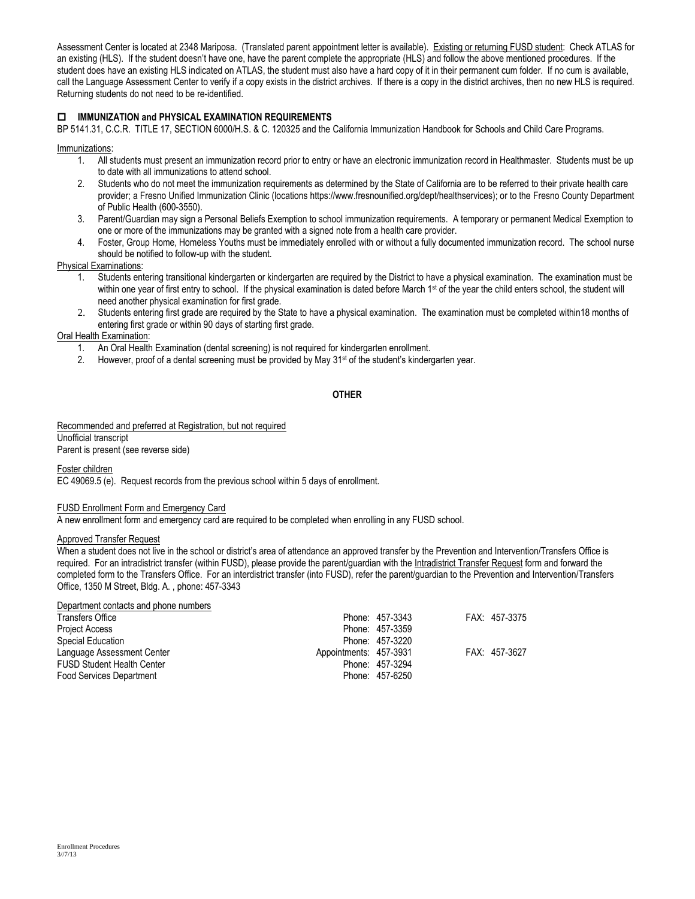Assessment Center is located at 2348 Mariposa. (Translated parent appointment letter is available). Existing or returning FUSD student: Check ATLAS for an existing (HLS). If the student doesn't have one, have the parent complete the appropriate (HLS) and follow the above mentioned procedures. If the student does have an existing HLS indicated on ATLAS, the student must also have a hard copy of it in their permanent cum folder. If no cum is available, call the Language Assessment Center to verify if a copy exists in the district archives. If there is a copy in the district archives, then no new HLS is required. Returning students do not need to be re-identified.

## ☐ IMMUNIZATION and PHYSICAL EXAMINATION REQUIREMENTS

BP 5141.31, C.C.R. TITLE 17, SECTION 6000/H.S. & C. 120325 and the California Immunization Handbook for Schools and Child Care Programs.

Immunizations:

1. All students must present an immunization record prior to entry or have an electronic immunization record in Healthmaster. Students must be up to date with all immunizations to attend school.
2. Students who do not meet the immunization requirements as determined by the State of California are to be referred to their private health care provider; a Fresno Unified Immunization Clinic (locations https://www.fresnounified.org/dept/healthservices); or to the Fresno County Department of Public Health (600-3550).
3. Parent/Guardian may sign a Personal Beliefs Exemption to school immunization requirements. A temporary or permanent Medical Exemption to one or more of the immunizations may be granted with a signed note from a health care provider.
4. Foster, Group Home, Homeless Youths must be immediately enrolled with or without a fully documented immunization record. The school nurse should be notified to follow-up with the student.

Physical Examinations:

1. Students entering transitional kindergarten or kindergarten are required by the District to have a physical examination. The examination must be within one year of first entry to school. If the physical examination is dated before March 1st of the year the child enters school, the student will need another physical examination for first grade.
2. Students entering first grade are required by the State to have a physical examination. The examination must be completed within18 months of entering first grade or within 90 days of starting first grade.

Oral Health Examination:

1. An Oral Health Examination (dental screening) is not required for kindergarten enrollment.
2. However, proof of a dental screening must be provided by May 31st of the student's kindergarten year.

## OTHER

Recommended and preferred at Registration, but not required
Unofficial transcript
Parent is present (see reverse side)

Foster children
EC 49069.5 (e). Request records from the previous school within 5 days of enrollment.

FUSD Enrollment Form and Emergency Card
A new enrollment form and emergency card are required to be completed when enrolling in any FUSD school.

Approved Transfer Request
When a student does not live in the school or district's area of attendance an approved transfer by the Prevention and Intervention/Transfers Office is required. For an intradistrict transfer (within FUSD), please provide the parent/guardian with the Intradistrict Transfer Request form and forward the completed form to the Transfers Office. For an interdistrict transfer (into FUSD), refer the parent/guardian to the Prevention and Intervention/Transfers Office, 1350 M Street, Bldg. A. , phone: 457-3343

Department contacts and phone numbers

| | | |
|---|---|---|
| Transfers Office | Phone: 457-3343 | FAX: 457-3375 |
| Project Access | Phone: 457-3359 | |
| Special Education | Phone: 457-3220 | |
| Language Assessment Center | Appointments: 457-3931 | FAX: 457-3627 |
| FUSD Student Health Center | Phone: 457-3294 | |
| Food Services Department | Phone: 457-6250 | |